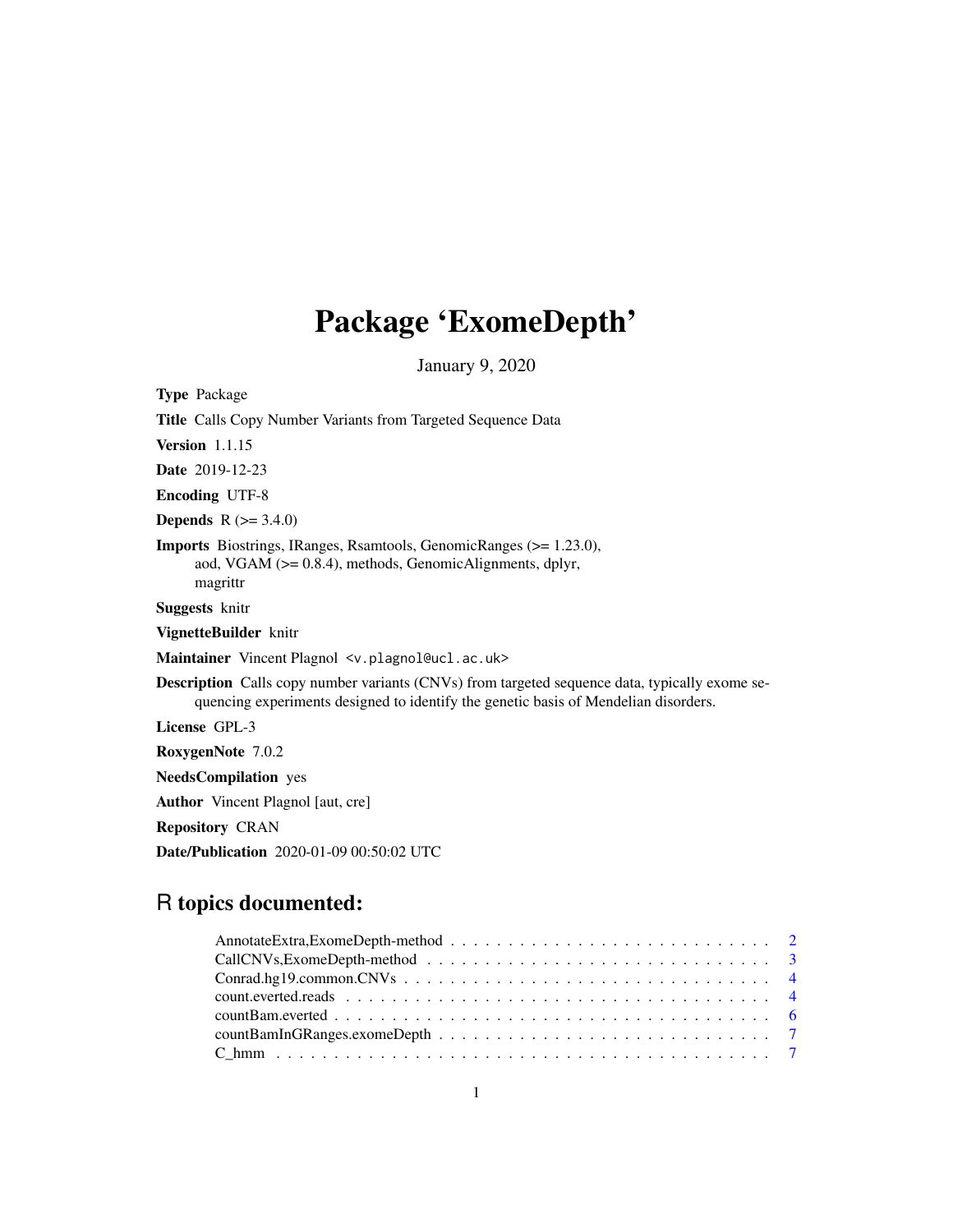# Package 'ExomeDepth'

January 9, 2020

**Type** Package

**Title** Calls Copy Number Variants from Targeted Sequence Data

**Version** 1.1.15

**Date** 2019-12-23

**Encoding** UTF-8

**Depends** R (>= 3.4.0)

**Imports** Biostrings, IRanges, Rsamtools, GenomicRanges (>= 1.23.0), aod, VGAM (>= 0.8.4), methods, GenomicAlignments, dplyr, magrittr

**Suggests** knitr

**VignetteBuilder** knitr

**Maintainer** Vincent Plagnol <v.plagnol@ucl.ac.uk>

**Description** Calls copy number variants (CNVs) from targeted sequence data, typically exome sequencing experiments designed to identify the genetic basis of Mendelian disorders.

**License** GPL-3

**RoxygenNote** 7.0.2

**NeedsCompilation** yes

**Author** Vincent Plagnol [aut, cre]

**Repository** CRAN

**Date/Publication** 2020-01-09 00:50:02 UTC

## R topics documented:

- AnnotateExtra,ExomeDepth-method . . . . . . . . . . . . . . . . . . . . . . . . . . . . 2
- CallCNVs,ExomeDepth-method . . . . . . . . . . . . . . . . . . . . . . . . . . . . . . 3
- Conrad.hg19.common.CNVs . . . . . . . . . . . . . . . . . . . . . . . . . . . . . . . . 4
- count.everted.reads . . . . . . . . . . . . . . . . . . . . . . . . . . . . . . . . . . . 4
- countBam.everted . . . . . . . . . . . . . . . . . . . . . . . . . . . . . . . . . . . . 6
- countBamInGRanges.exomeDepth . . . . . . . . . . . . . . . . . . . . . . . . . . . . . 7
- C_hmm . . . . . . . . . . . . . . . . . . . . . . . . . . . . . . . . . . . . . . . . . . 7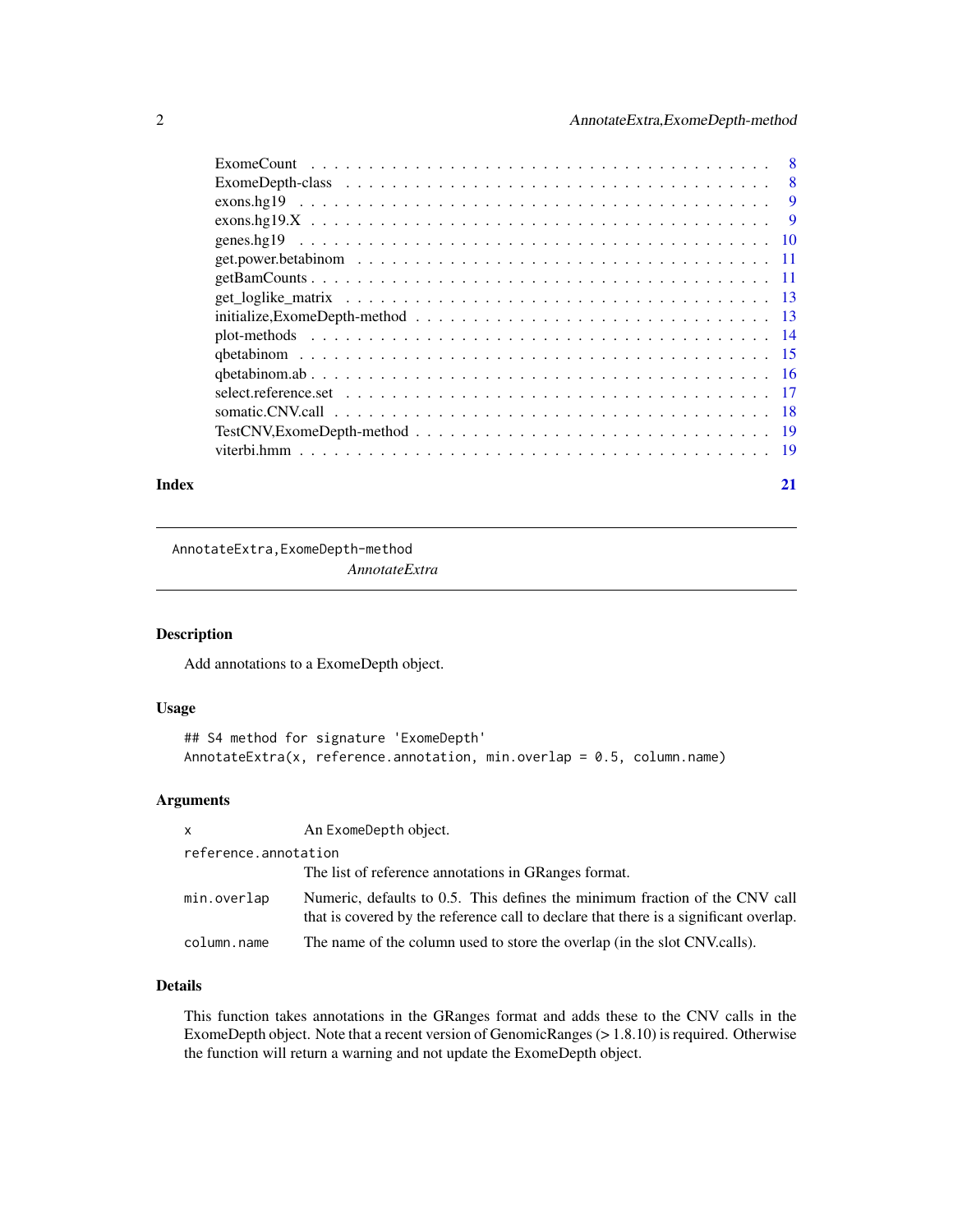| | |
|---|---|
| ExomeCount | 8 |
| ExomeDepth-class | 8 |
| exons.hg19 | 9 |
| exons.hg19.X | 9 |
| genes.hg19 | 10 |
| get.power.betabinom | 11 |
| getBamCounts | 11 |
| get_loglike_matrix | 13 |
| initialize,ExomeDepth-method | 13 |
| plot-methods | 14 |
| qbetabinom | 15 |
| qbetabinom.ab | 16 |
| select.reference.set | 17 |
| somatic.CNV.call | 18 |
| TestCNV,ExomeDepth-method | 19 |
| viterbi.hmm | 19 |
| **Index** | **21** |

---

`AnnotateExtra,ExomeDepth-method`
*AnnotateExtra*

---

## Description

Add annotations to a ExomeDepth object.

## Usage

```
## S4 method for signature 'ExomeDepth'
AnnotateExtra(x, reference.annotation, min.overlap = 0.5, column.name)
```

## Arguments

| | |
|---|---|
| `x` | An `ExomeDepth` object. |
| `reference.annotation` | The list of reference annotations in GRanges format. |
| `min.overlap` | Numeric, defaults to 0.5. This defines the minimum fraction of the CNV call that is covered by the reference call to declare that there is a significant overlap. |
| `column.name` | The name of the column used to store the overlap (in the slot CNV.calls). |

## Details

This function takes annotations in the GRanges format and adds these to the CNV calls in the ExomeDepth object. Note that a recent version of GenomicRanges (> 1.8.10) is required. Otherwise the function will return a warning and not update the ExomeDepth object.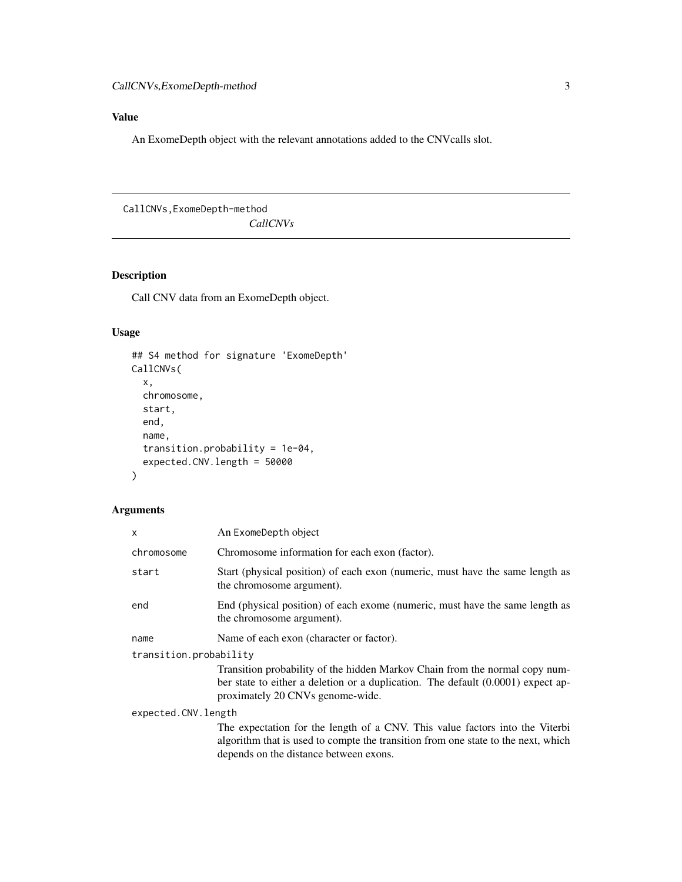## Value

An ExomeDepth object with the relevant annotations added to the CNVcalls slot.

---

## CallCNVs,ExomeDepth-method

*CallCNVs*

---

### Description

Call CNV data from an ExomeDepth object.

### Usage

```
## S4 method for signature 'ExomeDepth'
CallCNVs(
  x,
  chromosome,
  start,
  end,
  name,
  transition.probability = 1e-04,
  expected.CNV.length = 50000
)
```

### Arguments

| | |
|---|---|
| `x` | An `ExomeDepth` object |
| `chromosome` | Chromosome information for each exon (factor). |
| `start` | Start (physical position) of each exon (numeric, must have the same length as the chromosome argument). |
| `end` | End (physical position) of each exome (numeric, must have the same length as the chromosome argument). |
| `name` | Name of each exon (character or factor). |
| `transition.probability` | Transition probability of the hidden Markov Chain from the normal copy number state to either a deletion or a duplication. The default (0.0001) expect approximately 20 CNVs genome-wide. |
| `expected.CNV.length` | The expectation for the length of a CNV. This value factors into the Viterbi algorithm that is used to compte the transition from one state to the next, which depends on the distance between exons. |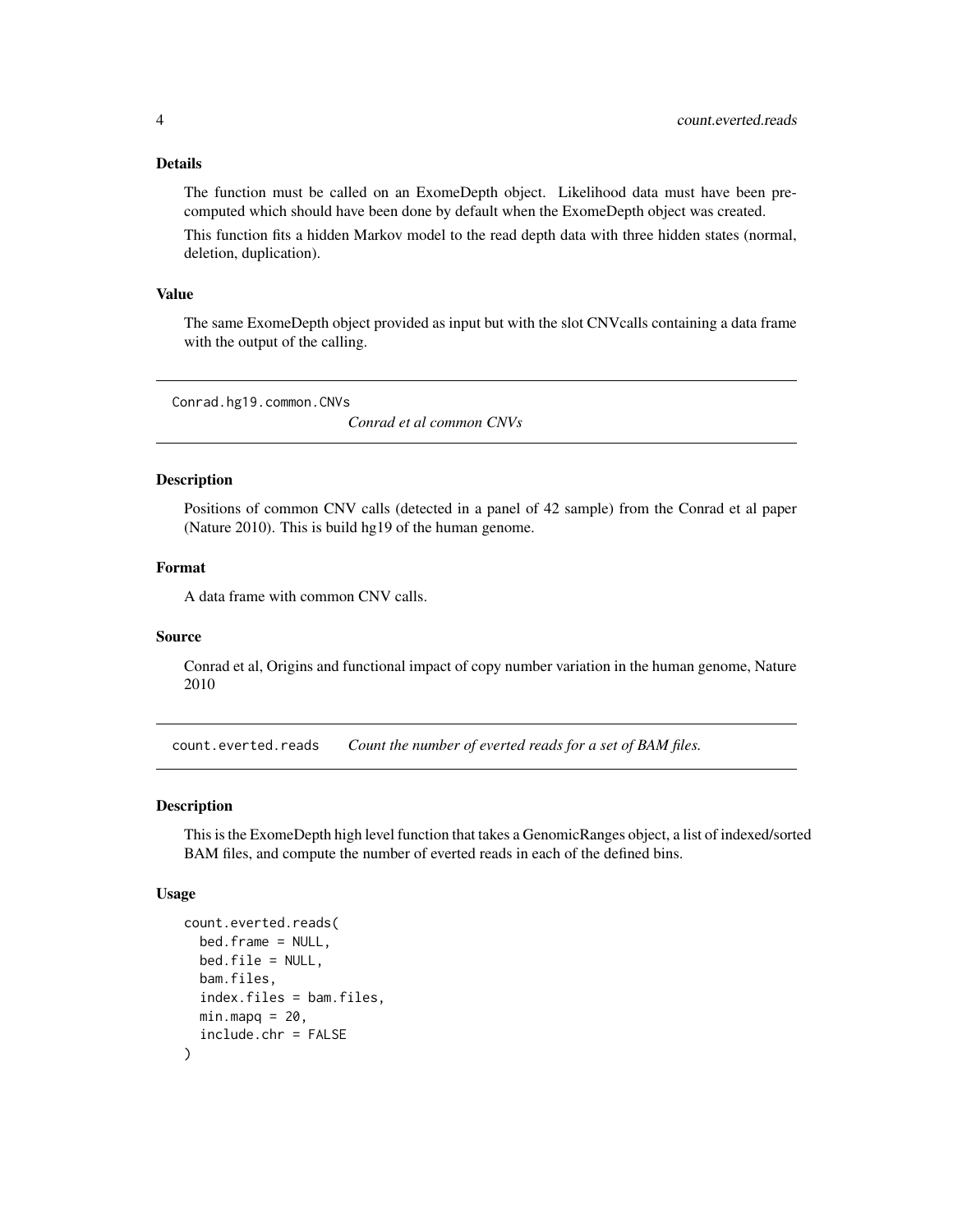### Details

The function must be called on an ExomeDepth object. Likelihood data must have been pre-computed which should have been done by default when the ExomeDepth object was created.

This function fits a hidden Markov model to the read depth data with three hidden states (normal, deletion, duplication).

### Value

The same ExomeDepth object provided as input but with the slot CNVcalls containing a data frame with the output of the calling.

---

## Conrad.hg19.common.CNVs — *Conrad et al common CNVs*

### Description

Positions of common CNV calls (detected in a panel of 42 sample) from the Conrad et al paper (Nature 2010). This is build hg19 of the human genome.

### Format

A data frame with common CNV calls.

### Source

Conrad et al, Origins and functional impact of copy number variation in the human genome, Nature 2010

---

## count.everted.reads — *Count the number of everted reads for a set of BAM files.*

### Description

This is the ExomeDepth high level function that takes a GenomicRanges object, a list of indexed/sorted BAM files, and compute the number of everted reads in each of the defined bins.

### Usage

```
count.everted.reads(
  bed.frame = NULL,
  bed.file = NULL,
  bam.files,
  index.files = bam.files,
  min.mapq = 20,
  include.chr = FALSE
)
```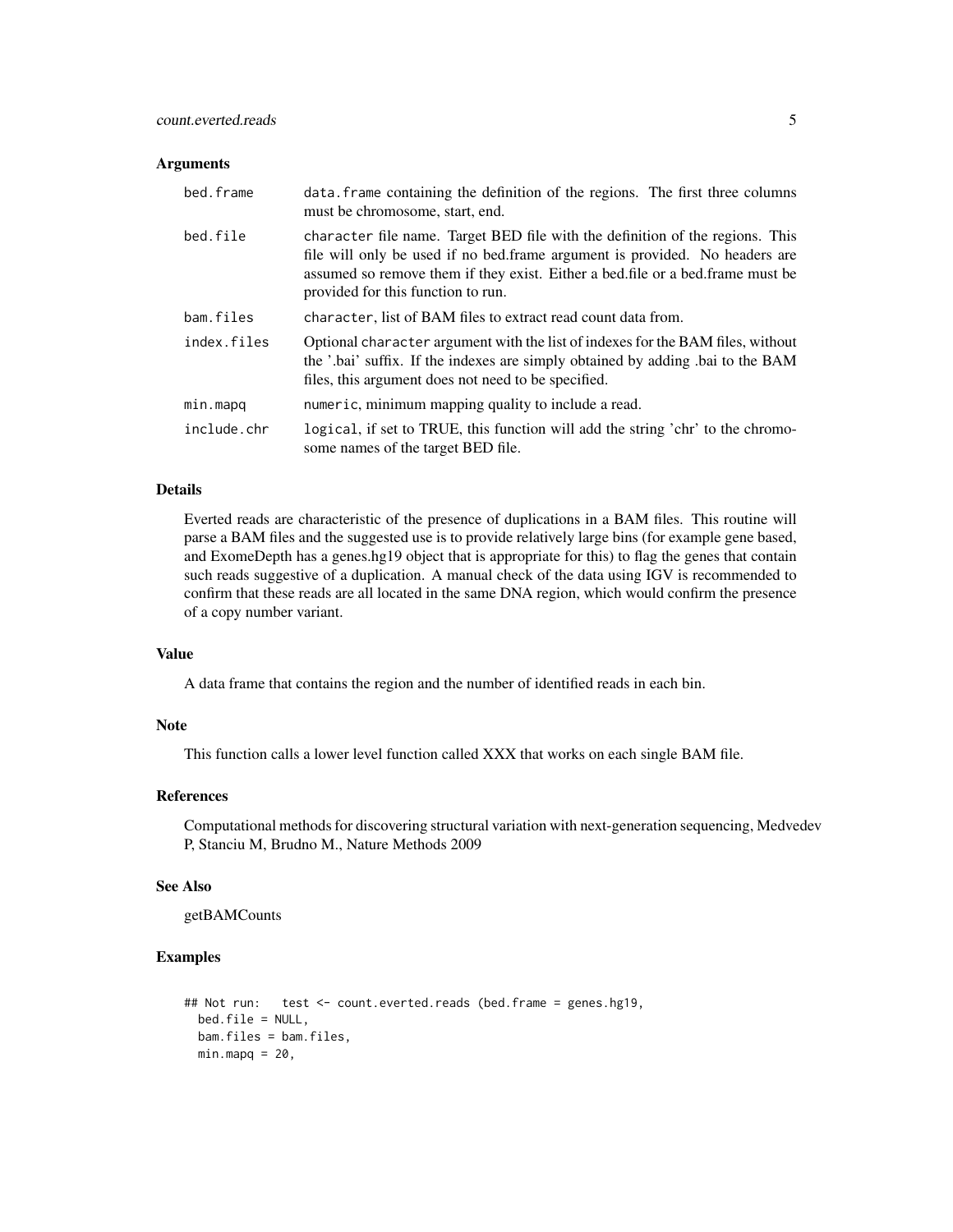### Arguments

| | |
|---|---|
| `bed.frame` | `data.frame` containing the definition of the regions. The first three columns must be chromosome, start, end. |
| `bed.file` | `character` file name. Target BED file with the definition of the regions. This file will only be used if no bed.frame argument is provided. No headers are assumed so remove them if they exist. Either a bed.file or a bed.frame must be provided for this function to run. |
| `bam.files` | `character`, list of BAM files to extract read count data from. |
| `index.files` | Optional `character` argument with the list of indexes for the BAM files, without the '.bai' suffix. If the indexes are simply obtained by adding .bai to the BAM files, this argument does not need to be specified. |
| `min.mapq` | `numeric`, minimum mapping quality to include a read. |
| `include.chr` | `logical`, if set to TRUE, this function will add the string 'chr' to the chromosome names of the target BED file. |

### Details

Everted reads are characteristic of the presence of duplications in a BAM files. This routine will parse a BAM files and the suggested use is to provide relatively large bins (for example gene based, and ExomeDepth has a genes.hg19 object that is appropriate for this) to flag the genes that contain such reads suggestive of a duplication. A manual check of the data using IGV is recommended to confirm that these reads are all located in the same DNA region, which would confirm the presence of a copy number variant.

### Value

A data frame that contains the region and the number of identified reads in each bin.

### Note

This function calls a lower level function called XXX that works on each single BAM file.

### References

Computational methods for discovering structural variation with next-generation sequencing, Medvedev P, Stanciu M, Brudno M., Nature Methods 2009

### See Also

getBAMCounts

### Examples

```
## Not run:   test <- count.everted.reads (bed.frame = genes.hg19,
  bed.file = NULL,
  bam.files = bam.files,
  min.mapq = 20,
```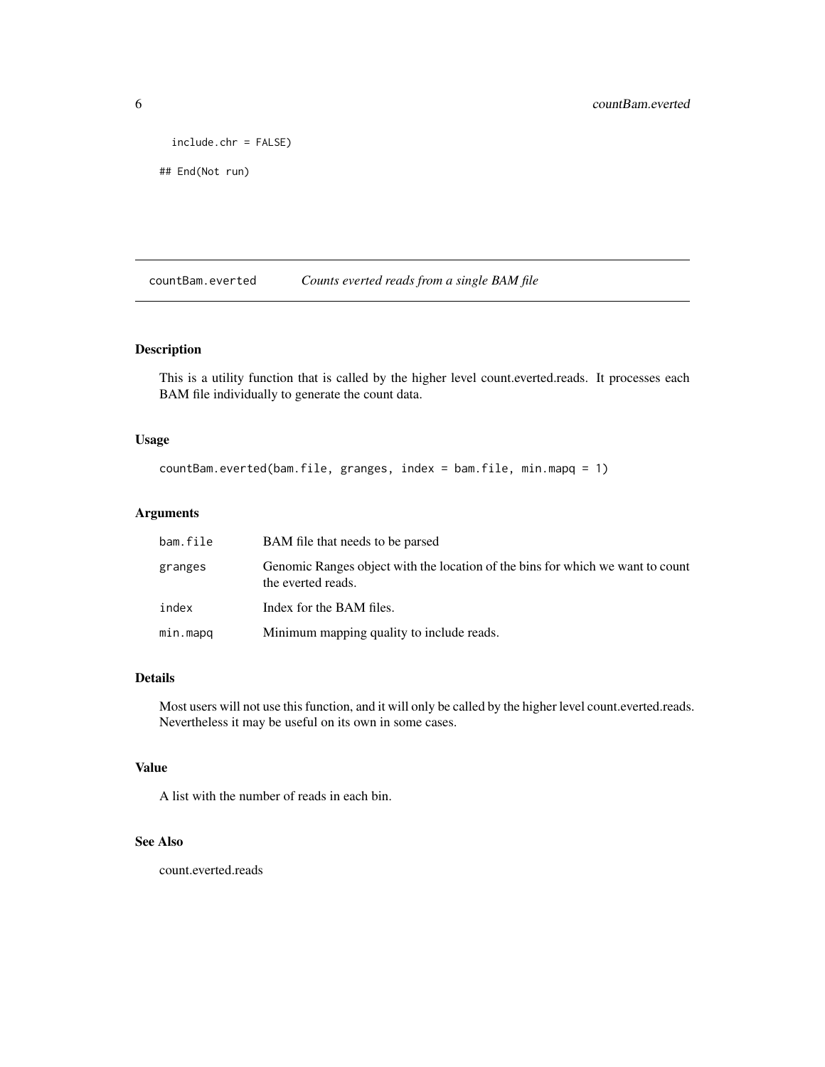```
  include.chr = FALSE)

## End(Not run)
```

## countBam.everted *Counts everted reads from a single BAM file*

### Description

This is a utility function that is called by the higher level count.everted.reads. It processes each BAM file individually to generate the count data.

### Usage

```
countBam.everted(bam.file, granges, index = bam.file, min.mapq = 1)
```

### Arguments

| | |
|---|---|
| bam.file | BAM file that needs to be parsed |
| granges | Genomic Ranges object with the location of the bins for which we want to count the everted reads. |
| index | Index for the BAM files. |
| min.mapq | Minimum mapping quality to include reads. |

### Details

Most users will not use this function, and it will only be called by the higher level count.everted.reads. Nevertheless it may be useful on its own in some cases.

### Value

A list with the number of reads in each bin.

### See Also

count.everted.reads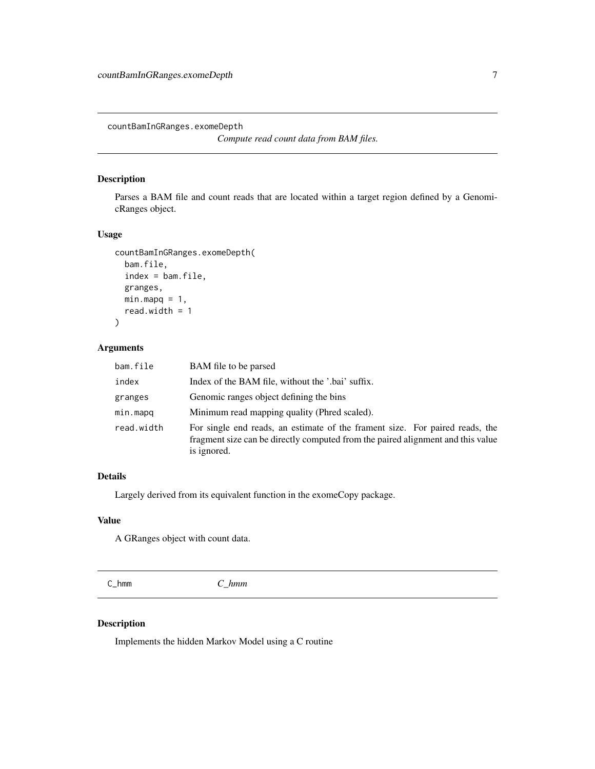## countBamInGRanges.exomeDepth

*Compute read count data from BAM files.*

### Description

Parses a BAM file and count reads that are located within a target region defined by a GenomicRanges object.

### Usage

```
countBamInGRanges.exomeDepth(
  bam.file,
  index = bam.file,
  granges,
  min.mapq = 1,
  read.width = 1
)
```

### Arguments

| | |
|---|---|
| bam.file | BAM file to be parsed |
| index | Index of the BAM file, without the '.bai' suffix. |
| granges | Genomic ranges object defining the bins |
| min.mapq | Minimum read mapping quality (Phred scaled). |
| read.width | For single end reads, an estimate of the frament size. For paired reads, the fragment size can be directly computed from the paired alignment and this value is ignored. |

### Details

Largely derived from its equivalent function in the exomeCopy package.

### Value

A GRanges object with count data.

## C_hmm

*C_hmm*

### Description

Implements the hidden Markov Model using a C routine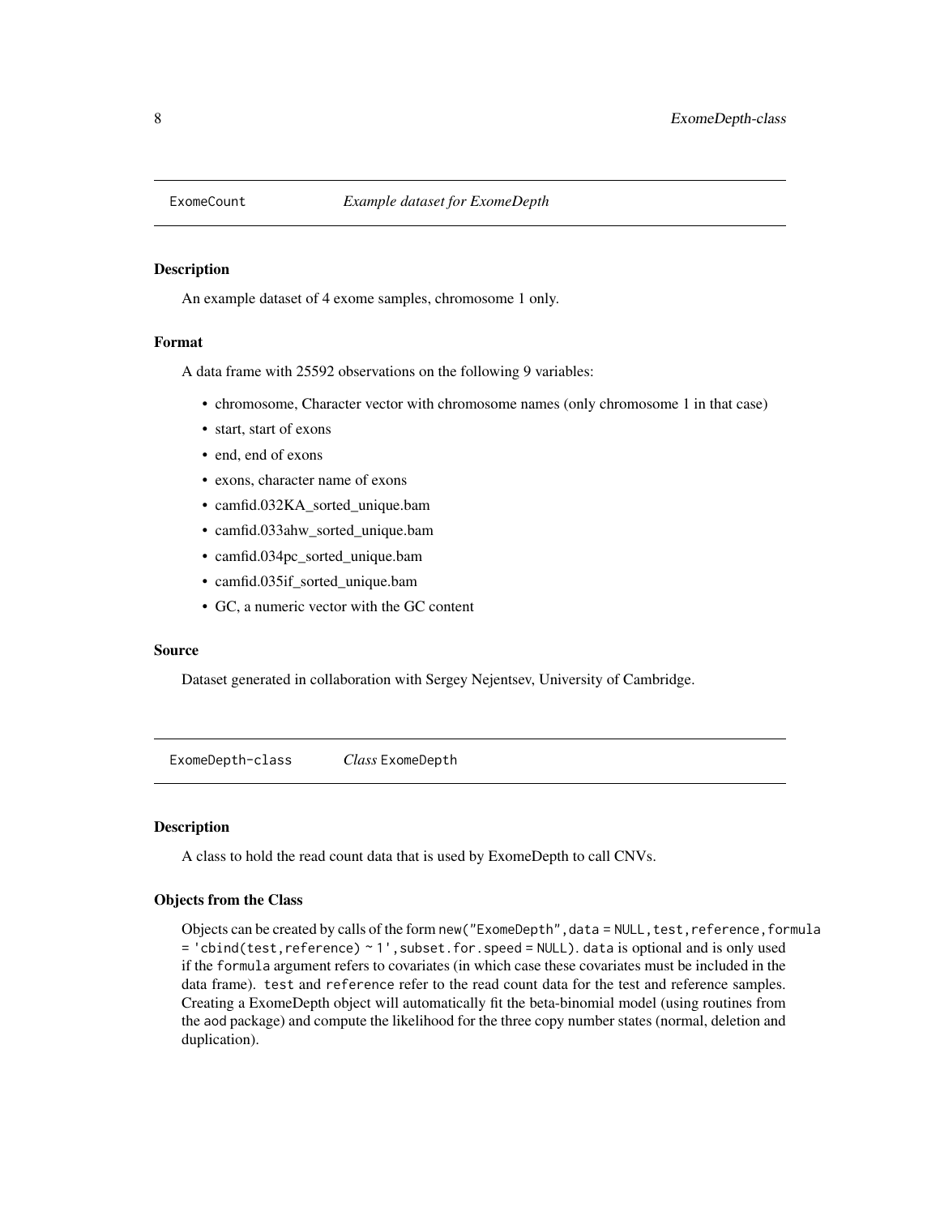## ExomeCount — *Example dataset for ExomeDepth*

### Description

An example dataset of 4 exome samples, chromosome 1 only.

### Format

A data frame with 25592 observations on the following 9 variables:

- chromosome, Character vector with chromosome names (only chromosome 1 in that case)
- start, start of exons
- end, end of exons
- exons, character name of exons
- camfid.032KA_sorted_unique.bam
- camfid.033ahw_sorted_unique.bam
- camfid.034pc_sorted_unique.bam
- camfid.035if_sorted_unique.bam
- GC, a numeric vector with the GC content

### Source

Dataset generated in collaboration with Sergey Nejentsev, University of Cambridge.

## ExomeDepth-class — *Class* `ExomeDepth`

### Description

A class to hold the read count data that is used by ExomeDepth to call CNVs.

### Objects from the Class

Objects can be created by calls of the form `new("ExomeDepth",data = NULL,test,reference,formula = 'cbind(test,reference) ~ 1',subset.for.speed = NULL)`. `data` is optional and is only used if the `formula` argument refers to covariates (in which case these covariates must be included in the data frame). `test` and `reference` refer to the read count data for the test and reference samples. Creating a ExomeDepth object will automatically fit the beta-binomial model (using routines from the `aod` package) and compute the likelihood for the three copy number states (normal, deletion and duplication).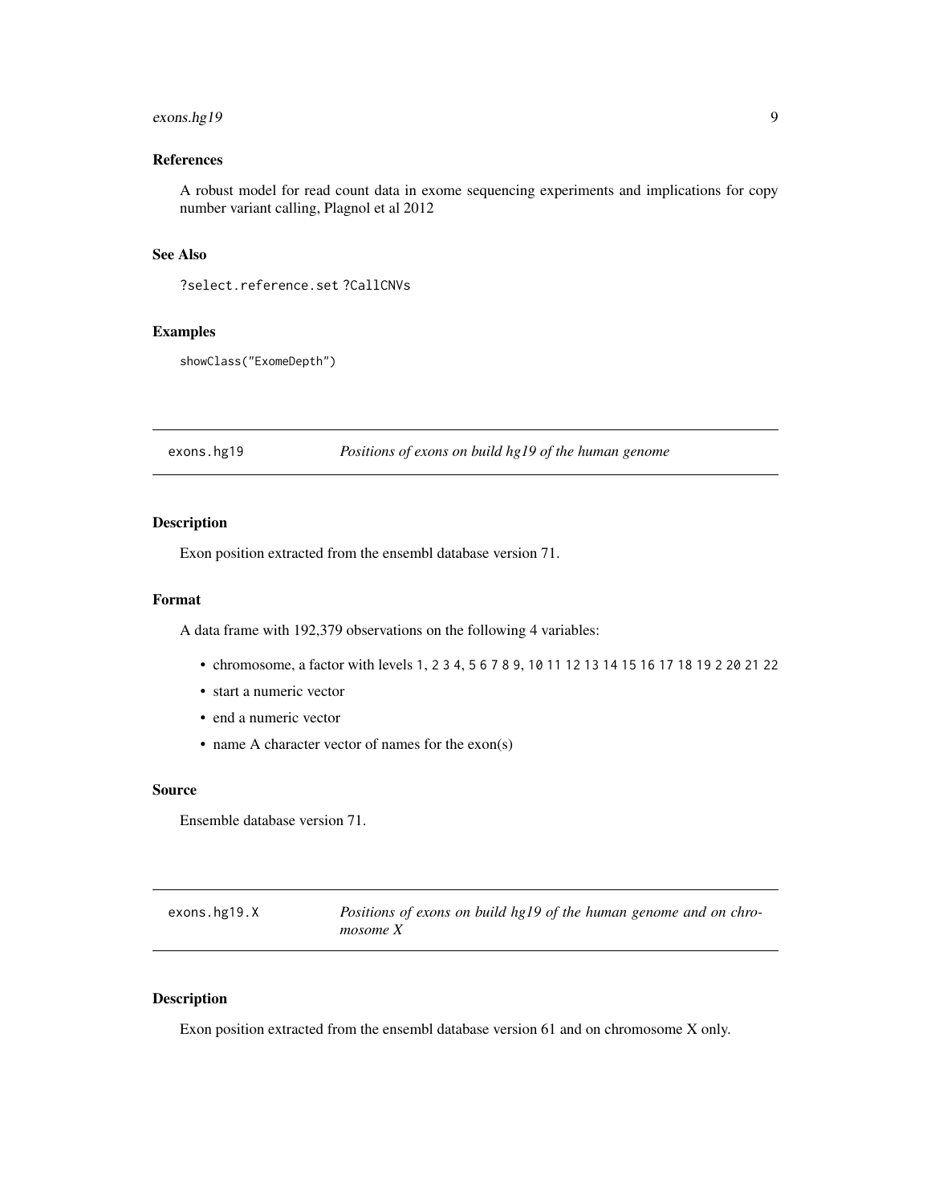### References

A robust model for read count data in exome sequencing experiments and implications for copy number variant calling, Plagnol et al 2012

### See Also

`?select.reference.set ?CallCNVs`

### Examples

```
showClass("ExomeDepth")
```

---

## exons.hg19 — *Positions of exons on build hg19 of the human genome*

---

### Description

Exon position extracted from the ensembl database version 71.

### Format

A data frame with 192,379 observations on the following 4 variables:

- chromosome, a factor with levels `1`, `2 3 4`, `5 6 7 8 9`, `10 11 12 13 14 15 16 17 18 19 2 20 21 22`
- start a numeric vector
- end a numeric vector
- name A character vector of names for the exon(s)

### Source

Ensemble database version 71.

---

## exons.hg19.X — *Positions of exons on build hg19 of the human genome and on chromosome X*

---

### Description

Exon position extracted from the ensembl database version 61 and on chromosome X only.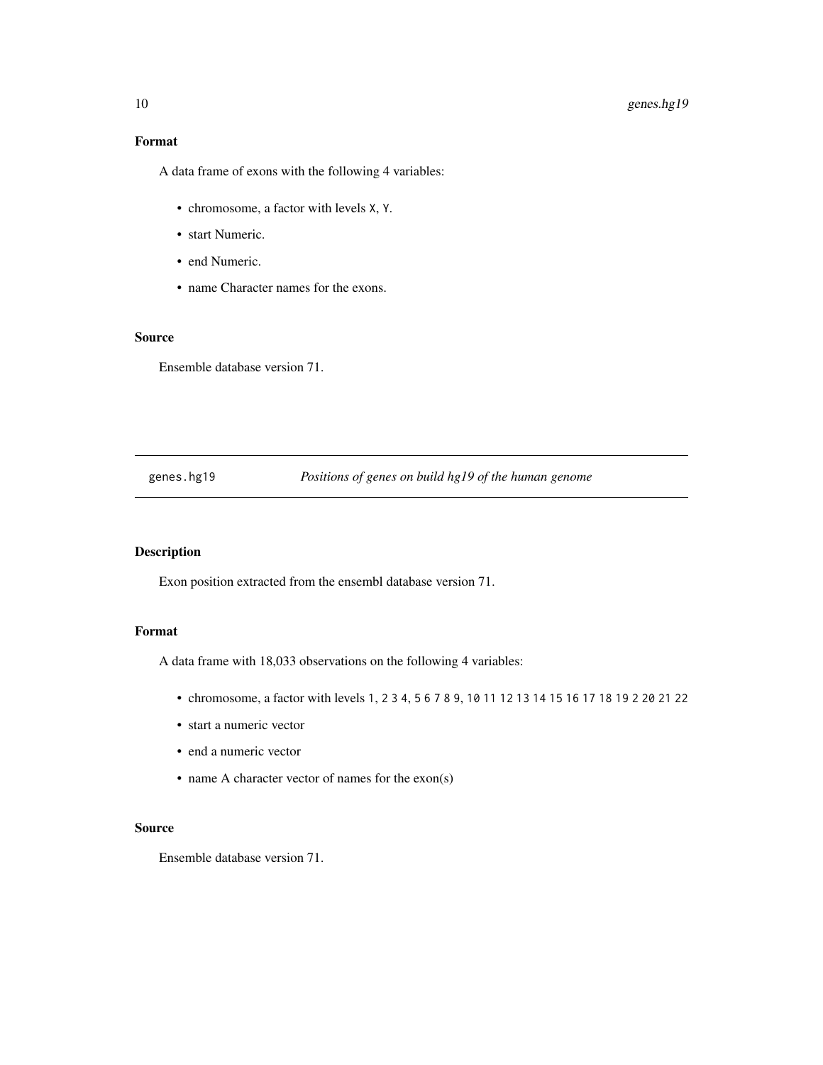### Format

A data frame of exons with the following 4 variables:

- chromosome, a factor with levels `X`, `Y`.
- start Numeric.
- end Numeric.
- name Character names for the exons.

### Source

Ensemble database version 71.

---

`genes.hg19` *Positions of genes on build hg19 of the human genome*

---

### Description

Exon position extracted from the ensembl database version 71.

### Format

A data frame with 18,033 observations on the following 4 variables:

- chromosome, a factor with levels `1`, `2 3 4`, `5 6 7 8 9`, `10 11 12 13 14 15 16 17 18 19 2 20 21 22`
- start a numeric vector
- end a numeric vector
- name A character vector of names for the exon(s)

### Source

Ensemble database version 71.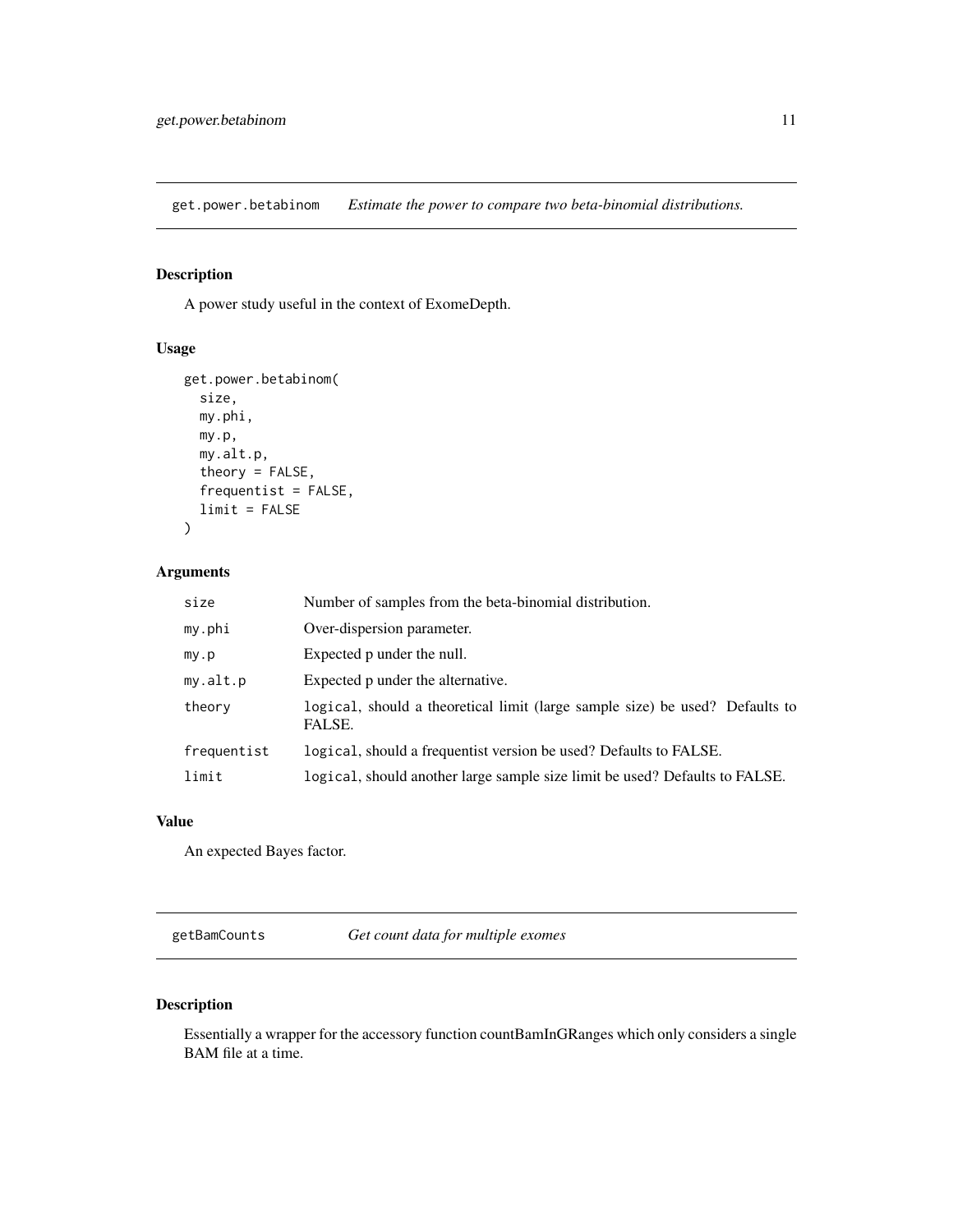## get.power.betabinom *Estimate the power to compare two beta-binomial distributions.*

### Description

A power study useful in the context of ExomeDepth.

### Usage

```
get.power.betabinom(
  size,
  my.phi,
  my.p,
  my.alt.p,
  theory = FALSE,
  frequentist = FALSE,
  limit = FALSE
)
```

### Arguments

| | |
|---|---|
| `size` | Number of samples from the beta-binomial distribution. |
| `my.phi` | Over-dispersion parameter. |
| `my.p` | Expected p under the null. |
| `my.alt.p` | Expected p under the alternative. |
| `theory` | `logical`, should a theoretical limit (large sample size) be used? Defaults to FALSE. |
| `frequentist` | `logical`, should a frequentist version be used? Defaults to FALSE. |
| `limit` | `logical`, should another large sample size limit be used? Defaults to FALSE. |

### Value

An expected Bayes factor.

## getBamCounts *Get count data for multiple exomes*

### Description

Essentially a wrapper for the accessory function countBamInGRanges which only considers a single BAM file at a time.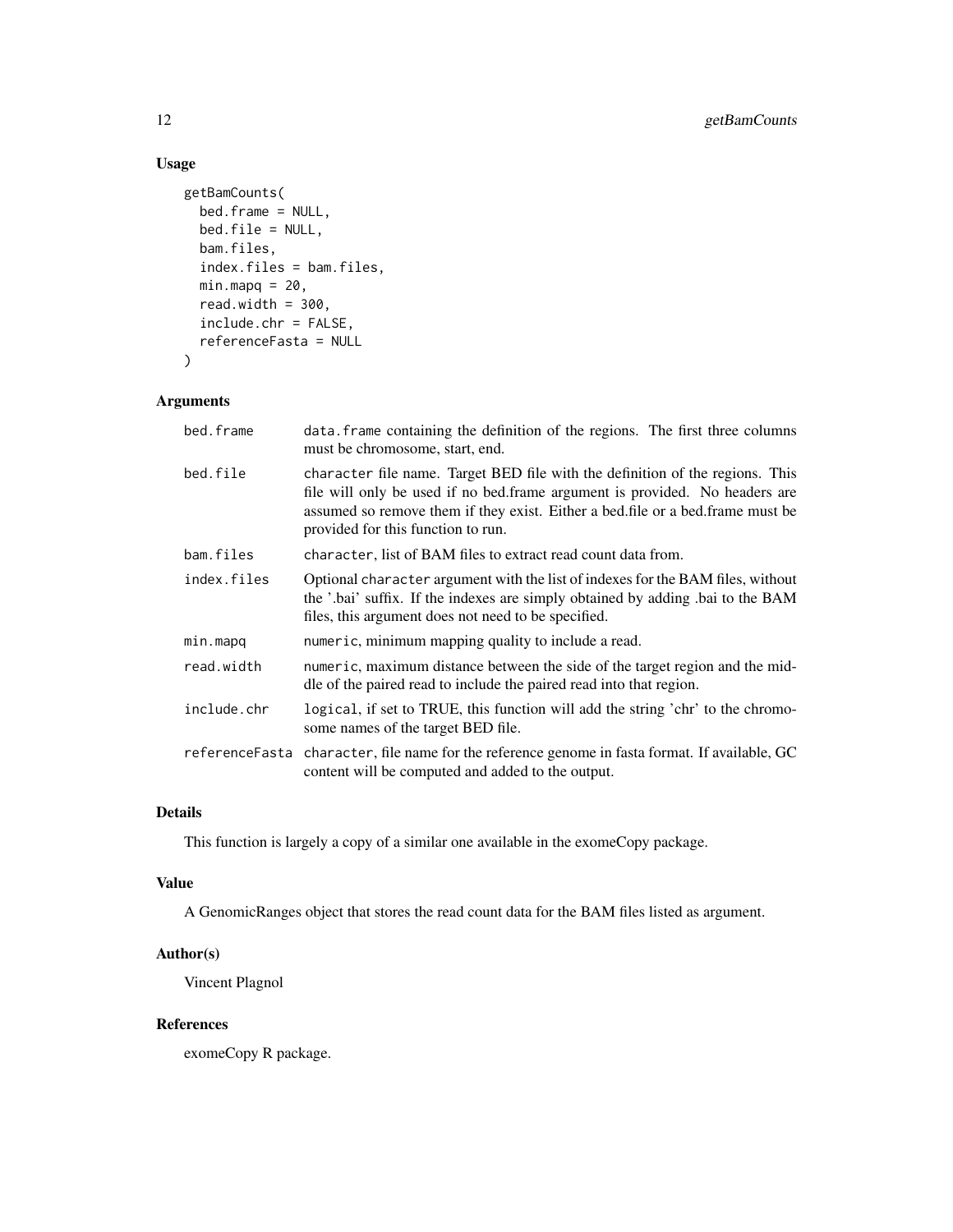## Usage

```
getBamCounts(
  bed.frame = NULL,
  bed.file = NULL,
  bam.files,
  index.files = bam.files,
  min.mapq = 20,
  read.width = 300,
  include.chr = FALSE,
  referenceFasta = NULL
)
```

## Arguments

| | |
|---|---|
| bed.frame | data.frame containing the definition of the regions. The first three columns must be chromosome, start, end. |
| bed.file | character file name. Target BED file with the definition of the regions. This file will only be used if no bed.frame argument is provided. No headers are assumed so remove them if they exist. Either a bed.file or a bed.frame must be provided for this function to run. |
| bam.files | character, list of BAM files to extract read count data from. |
| index.files | Optional character argument with the list of indexes for the BAM files, without the '.bai' suffix. If the indexes are simply obtained by adding .bai to the BAM files, this argument does not need to be specified. |
| min.mapq | numeric, minimum mapping quality to include a read. |
| read.width | numeric, maximum distance between the side of the target region and the middle of the paired read to include the paired read into that region. |
| include.chr | logical, if set to TRUE, this function will add the string 'chr' to the chromosome names of the target BED file. |
| referenceFasta | character, file name for the reference genome in fasta format. If available, GC content will be computed and added to the output. |

## Details

This function is largely a copy of a similar one available in the exomeCopy package.

## Value

A GenomicRanges object that stores the read count data for the BAM files listed as argument.

## Author(s)

Vincent Plagnol

## References

exomeCopy R package.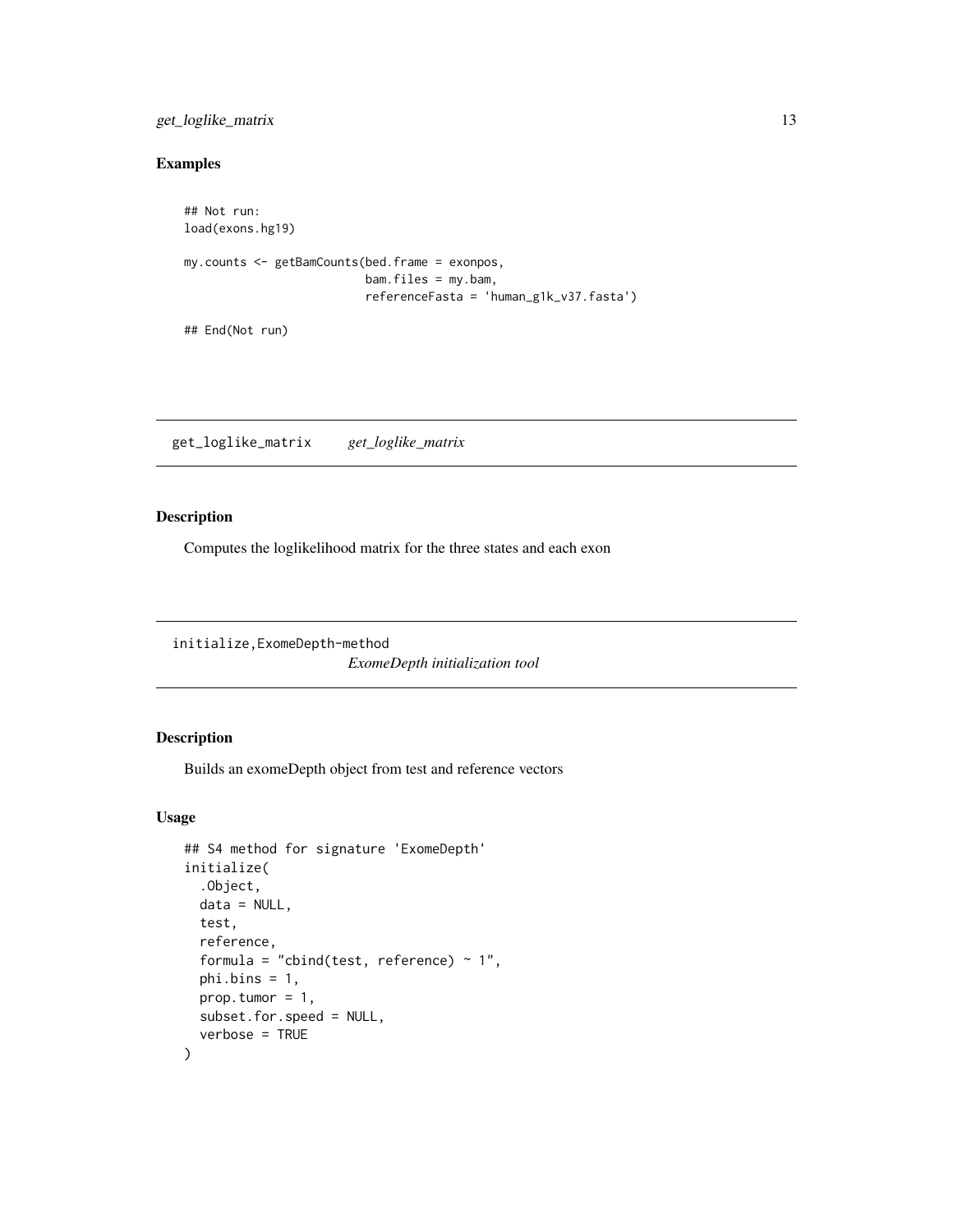## Examples

```
## Not run:
load(exons.hg19)

my.counts <- getBamCounts(bed.frame = exonpos,
                          bam.files = my.bam,
                          referenceFasta = 'human_g1k_v37.fasta')

## End(Not run)
```

---

# get_loglike_matrix &nbsp;&nbsp;&nbsp; *get_loglike_matrix*

---

## Description

Computes the loglikelihood matrix for the three states and each exon

---

# initialize,ExomeDepth-method
*ExomeDepth initialization tool*

---

## Description

Builds an exomeDepth object from test and reference vectors

## Usage

```
## S4 method for signature 'ExomeDepth'
initialize(
  .Object,
  data = NULL,
  test,
  reference,
  formula = "cbind(test, reference) ~ 1",
  phi.bins = 1,
  prop.tumor = 1,
  subset.for.speed = NULL,
  verbose = TRUE
)
```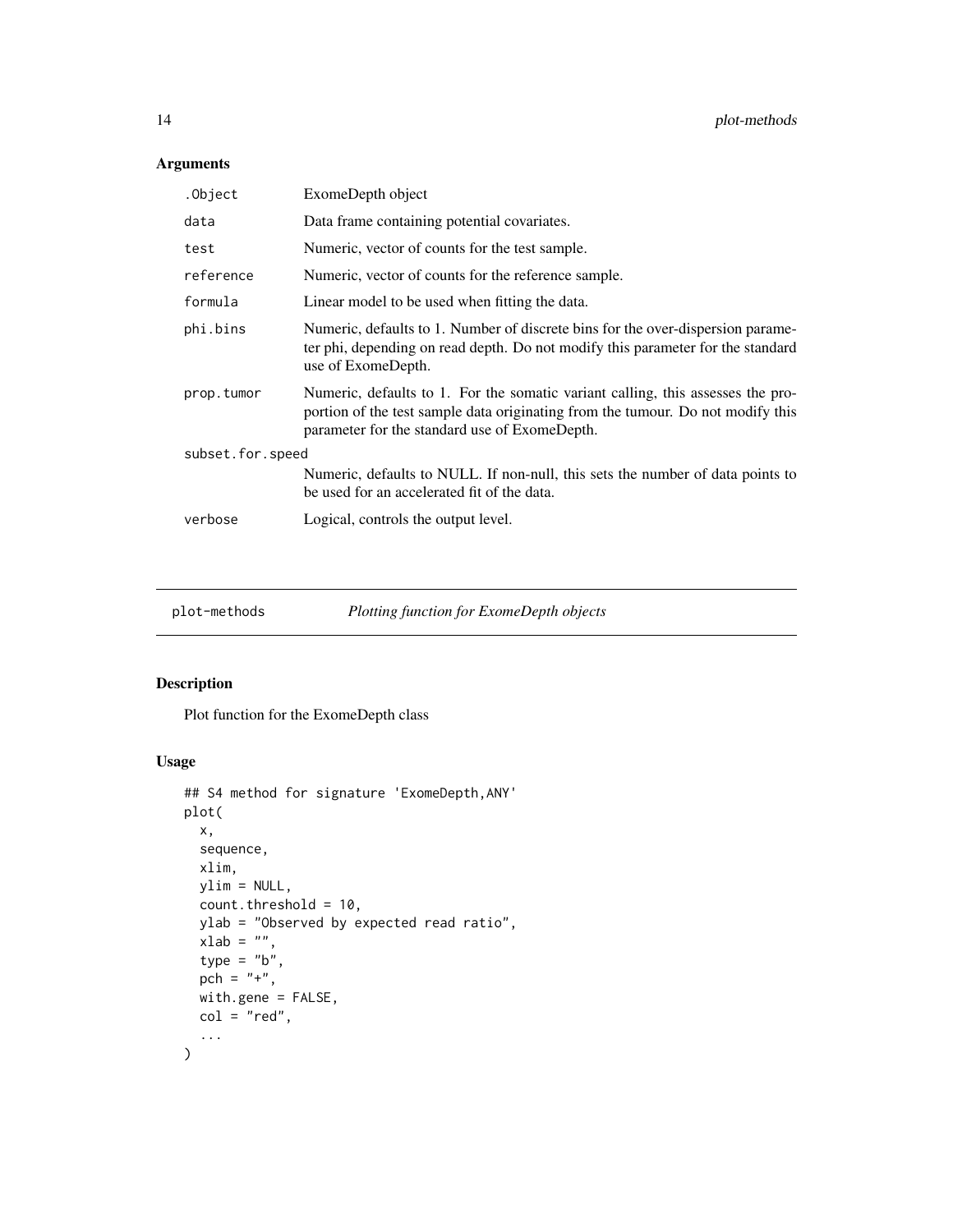## Arguments

| | |
|---|---|
| .Object | ExomeDepth object |
| data | Data frame containing potential covariates. |
| test | Numeric, vector of counts for the test sample. |
| reference | Numeric, vector of counts for the reference sample. |
| formula | Linear model to be used when fitting the data. |
| phi.bins | Numeric, defaults to 1. Number of discrete bins for the over-dispersion parameter phi, depending on read depth. Do not modify this parameter for the standard use of ExomeDepth. |
| prop.tumor | Numeric, defaults to 1. For the somatic variant calling, this assesses the proportion of the test sample data originating from the tumour. Do not modify this parameter for the standard use of ExomeDepth. |
| subset.for.speed | Numeric, defaults to NULL. If non-null, this sets the number of data points to be used for an accelerated fit of the data. |
| verbose | Logical, controls the output level. |

---

# plot-methods — *Plotting function for ExomeDepth objects*

---

## Description

Plot function for the ExomeDepth class

## Usage

```
## S4 method for signature 'ExomeDepth,ANY'
plot(
  x,
  sequence,
  xlim,
  ylim = NULL,
  count.threshold = 10,
  ylab = "Observed by expected read ratio",
  xlab = "",
  type = "b",
  pch = "+",
  with.gene = FALSE,
  col = "red",
  ...
)
```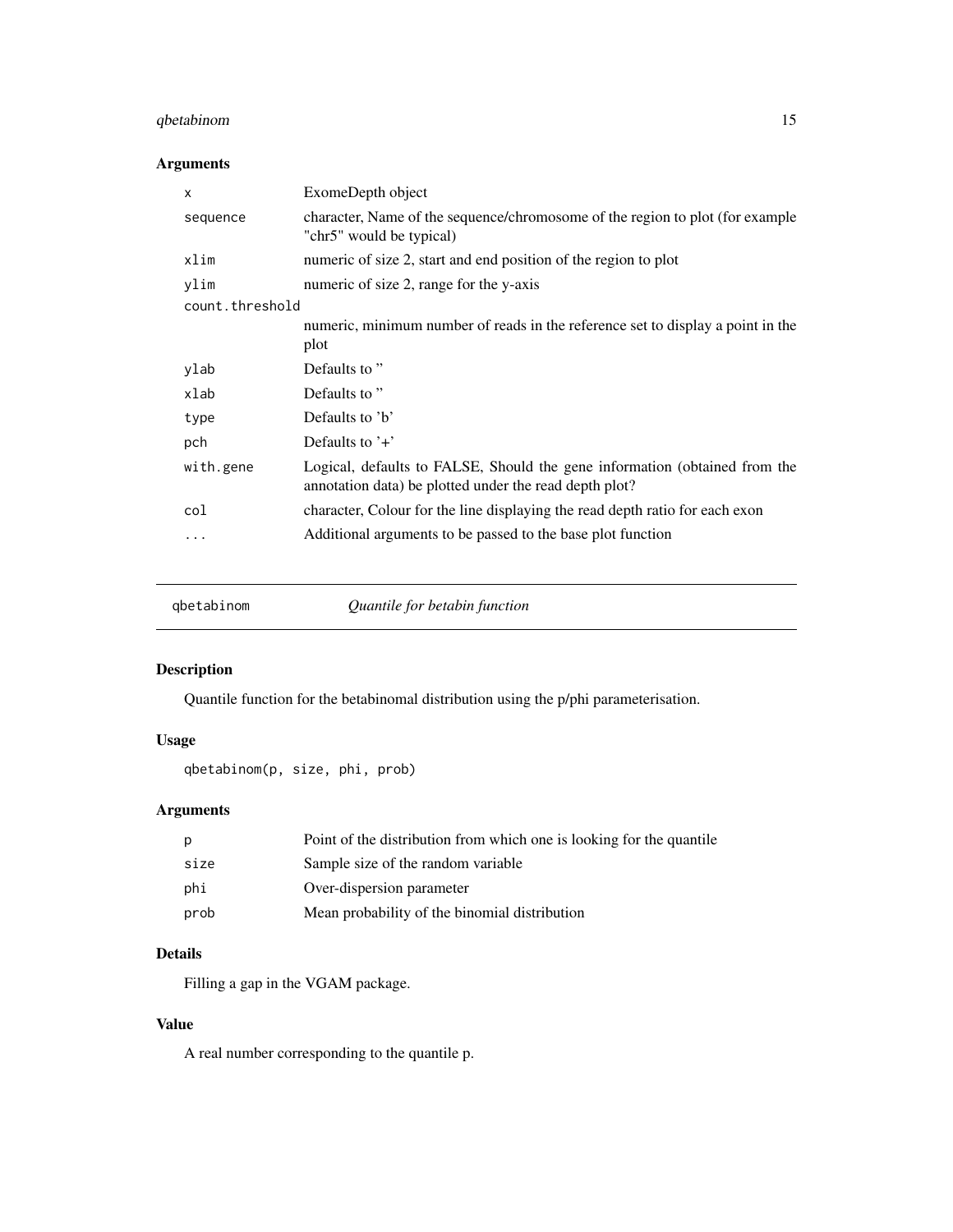### Arguments

| | |
|---|---|
| `x` | ExomeDepth object |
| `sequence` | character, Name of the sequence/chromosome of the region to plot (for example "chr5" would be typical) |
| `xlim` | numeric of size 2, start and end position of the region to plot |
| `ylim` | numeric of size 2, range for the y-axis |
| `count.threshold` | numeric, minimum number of reads in the reference set to display a point in the plot |
| `ylab` | Defaults to " |
| `xlab` | Defaults to " |
| `type` | Defaults to 'b' |
| `pch` | Defaults to '+' |
| `with.gene` | Logical, defaults to FALSE, Should the gene information (obtained from the annotation data) be plotted under the read depth plot? |
| `col` | character, Colour for the line displaying the read depth ratio for each exon |
| `...` | Additional arguments to be passed to the base plot function |

---

## qbetabinom — *Quantile for betabin function*

### Description

Quantile function for the betabinomal distribution using the p/phi parameterisation.

### Usage

```
qbetabinom(p, size, phi, prob)
```

### Arguments

| | |
|---|---|
| `p` | Point of the distribution from which one is looking for the quantile |
| `size` | Sample size of the random variable |
| `phi` | Over-dispersion parameter |
| `prob` | Mean probability of the binomial distribution |

### Details

Filling a gap in the VGAM package.

### Value

A real number corresponding to the quantile p.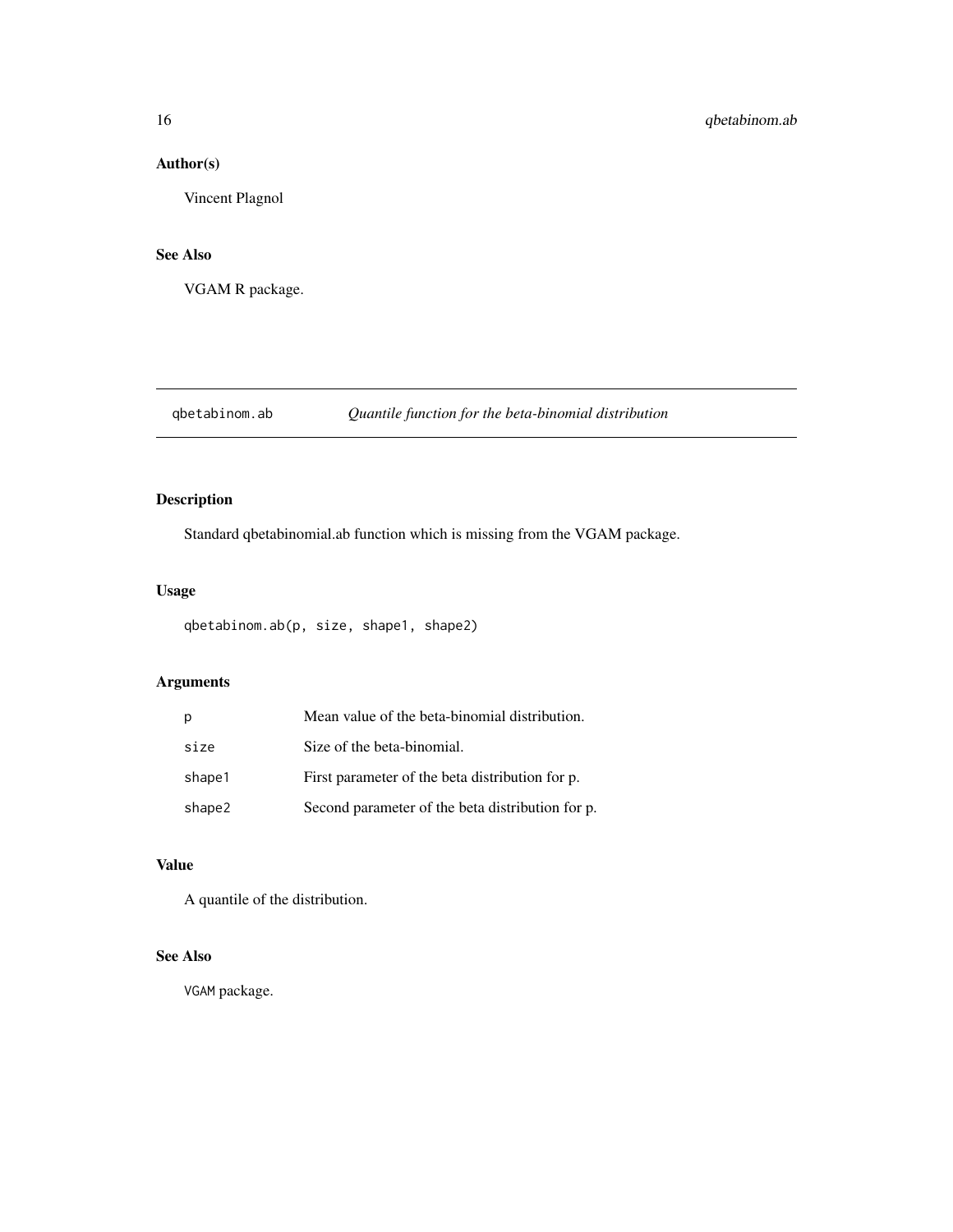## Author(s)

Vincent Plagnol

## See Also

VGAM R package.

---

## qbetabinom.ab — *Quantile function for the beta-binomial distribution*

---

### Description

Standard qbetabinomial.ab function which is missing from the VGAM package.

### Usage

```
qbetabinom.ab(p, size, shape1, shape2)
```

### Arguments

| | |
|---|---|
| `p` | Mean value of the beta-binomial distribution. |
| `size` | Size of the beta-binomial. |
| `shape1` | First parameter of the beta distribution for p. |
| `shape2` | Second parameter of the beta distribution for p. |

### Value

A quantile of the distribution.

### See Also

`VGAM` package.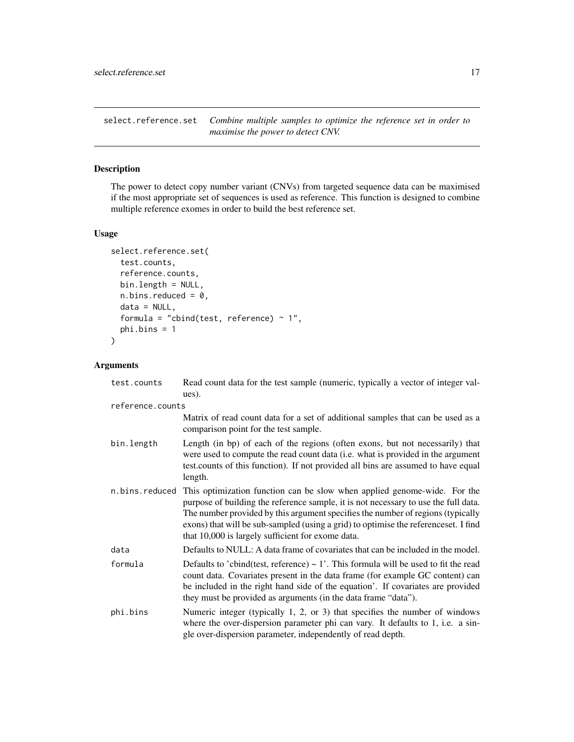## select.reference.set — *Combine multiple samples to optimize the reference set in order to maximise the power to detect CNV.*

### Description

The power to detect copy number variant (CNVs) from targeted sequence data can be maximised if the most appropriate set of sequences is used as reference. This function is designed to combine multiple reference exomes in order to build the best reference set.

### Usage

```
select.reference.set(
  test.counts,
  reference.counts,
  bin.length = NULL,
  n.bins.reduced = 0,
  data = NULL,
  formula = "cbind(test, reference) ~ 1",
  phi.bins = 1
)
```

### Arguments

| Argument | Description |
|---|---|
| test.counts | Read count data for the test sample (numeric, typically a vector of integer values). |
| reference.counts | Matrix of read count data for a set of additional samples that can be used as a comparison point for the test sample. |
| bin.length | Length (in bp) of each of the regions (often exons, but not necessarily) that were used to compute the read count data (i.e. what is provided in the argument test.counts of this function). If not provided all bins are assumed to have equal length. |
| n.bins.reduced | This optimization function can be slow when applied genome-wide. For the purpose of building the reference sample, it is not necessary to use the full data. The number provided by this argument specifies the number of regions (typically exons) that will be sub-sampled (using a grid) to optimise the referenceset. I find that 10,000 is largely sufficient for exome data. |
| data | Defaults to NULL: A data frame of covariates that can be included in the model. |
| formula | Defaults to 'cbind(test, reference) ~ 1'. This formula will be used to fit the read count data. Covariates present in the data frame (for example GC content) can be included in the right hand side of the equation'. If covariates are provided they must be provided as arguments (in the data frame "data"). |
| phi.bins | Numeric integer (typically 1, 2, or 3) that specifies the number of windows where the over-dispersion parameter phi can vary. It defaults to 1, i.e. a single over-dispersion parameter, independently of read depth. |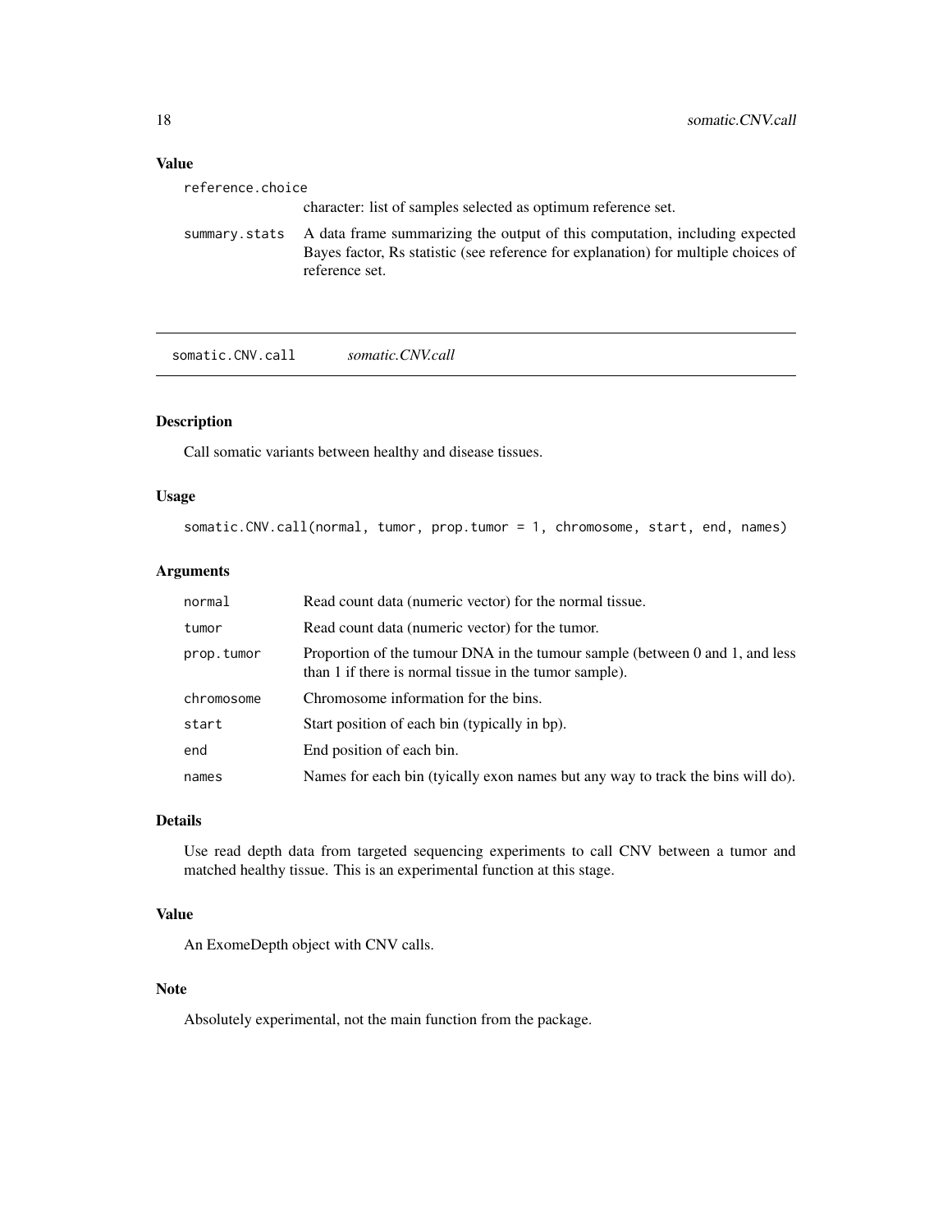## Value

reference.choice
: character: list of samples selected as optimum reference set.

summary.stats
: A data frame summarizing the output of this computation, including expected Bayes factor, Rs statistic (see reference for explanation) for multiple choices of reference set.

---

# somatic.CNV.call *somatic.CNV.call*

---

## Description

Call somatic variants between healthy and disease tissues.

## Usage

```
somatic.CNV.call(normal, tumor, prop.tumor = 1, chromosome, start, end, names)
```

## Arguments

| | |
|---|---|
| normal | Read count data (numeric vector) for the normal tissue. |
| tumor | Read count data (numeric vector) for the tumor. |
| prop.tumor | Proportion of the tumour DNA in the tumour sample (between 0 and 1, and less than 1 if there is normal tissue in the tumor sample). |
| chromosome | Chromosome information for the bins. |
| start | Start position of each bin (typically in bp). |
| end | End position of each bin. |
| names | Names for each bin (tyically exon names but any way to track the bins will do). |

## Details

Use read depth data from targeted sequencing experiments to call CNV between a tumor and matched healthy tissue. This is an experimental function at this stage.

## Value

An ExomeDepth object with CNV calls.

## Note

Absolutely experimental, not the main function from the package.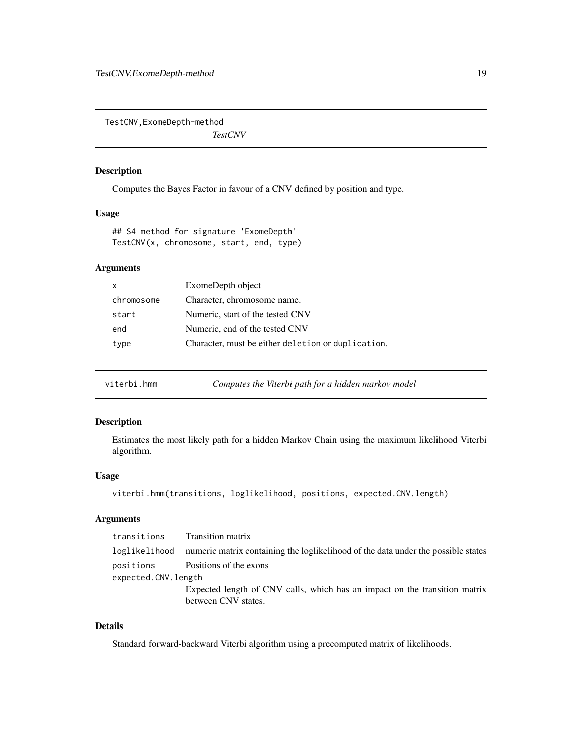## TestCNV,ExomeDepth-method — *TestCNV*

### Description

Computes the Bayes Factor in favour of a CNV defined by position and type.

### Usage

```
## S4 method for signature 'ExomeDepth'
TestCNV(x, chromosome, start, end, type)
```

### Arguments

| | |
|---|---|
| `x` | ExomeDepth object |
| `chromosome` | Character, chromosome name. |
| `start` | Numeric, start of the tested CNV |
| `end` | Numeric, end of the tested CNV |
| `type` | Character, must be either `deletion` or `duplication`. |

## viterbi.hmm — *Computes the Viterbi path for a hidden markov model*

### Description

Estimates the most likely path for a hidden Markov Chain using the maximum likelihood Viterbi algorithm.

### Usage

```
viterbi.hmm(transitions, loglikelihood, positions, expected.CNV.length)
```

### Arguments

| | |
|---|---|
| `transitions` | Transition matrix |
| `loglikelihood` | numeric matrix containing the loglikelihood of the data under the possible states |
| `positions` | Positions of the exons |
| `expected.CNV.length` | Expected length of CNV calls, which has an impact on the transition matrix between CNV states. |

### Details

Standard forward-backward Viterbi algorithm using a precomputed matrix of likelihoods.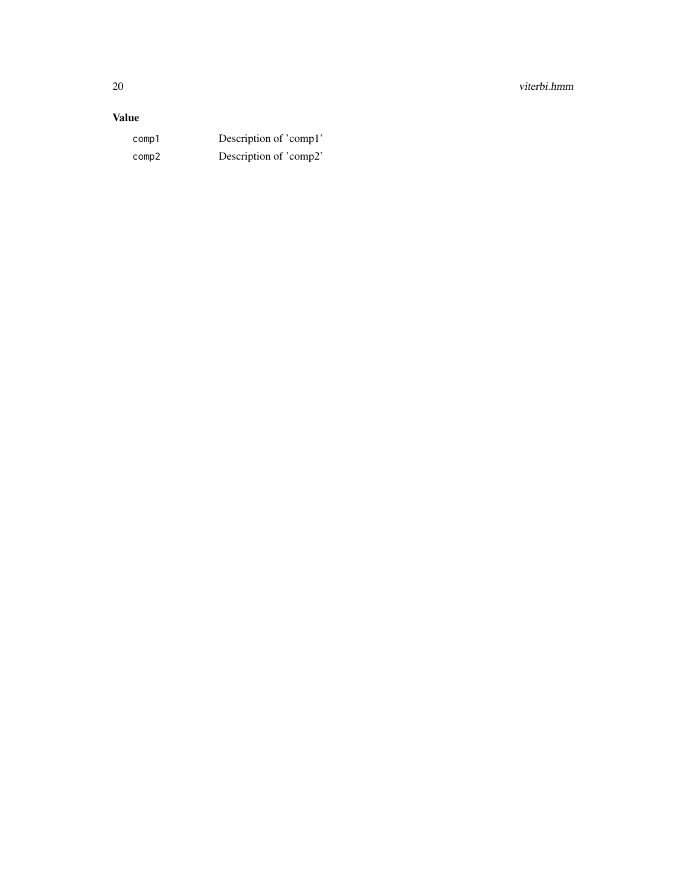## Value

| | |
|---|---|
| `comp1` | Description of 'comp1' |
| `comp2` | Description of 'comp2' |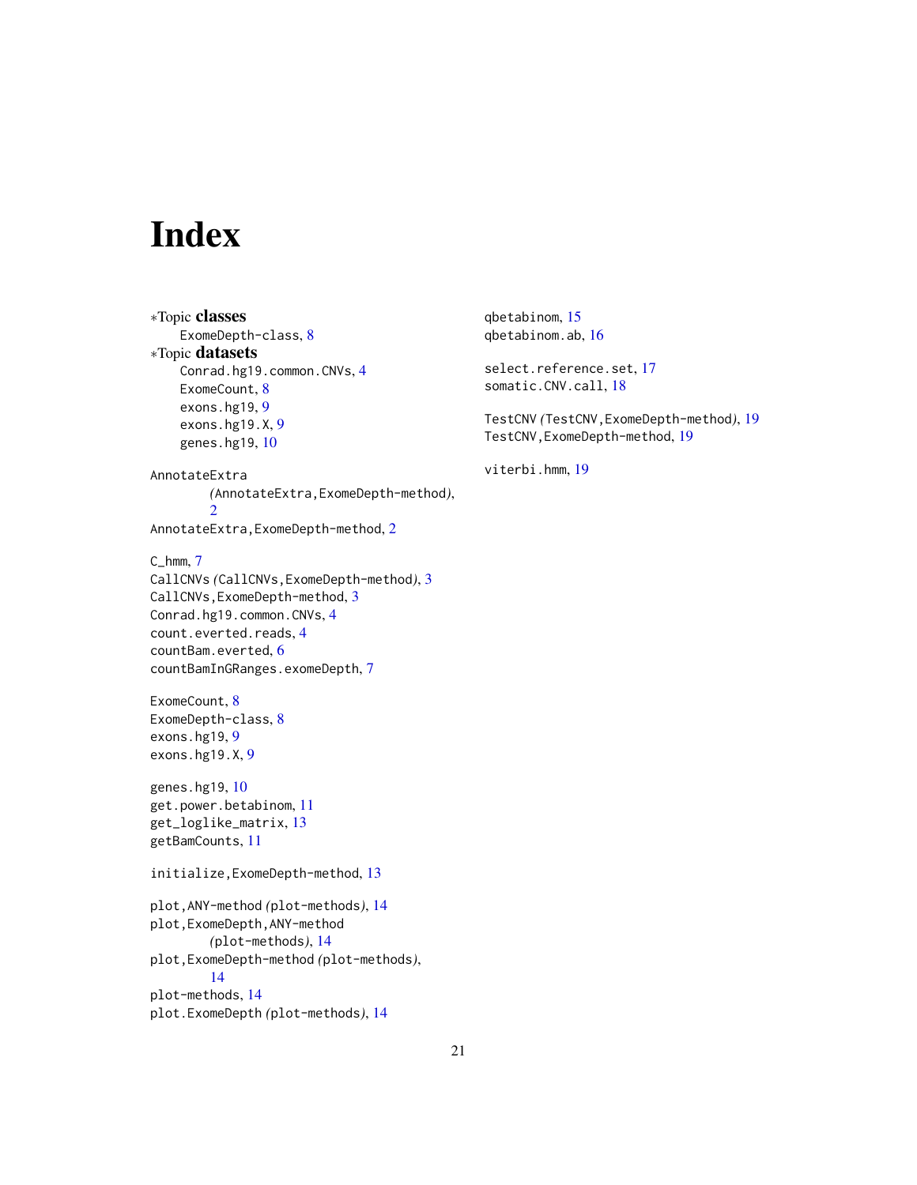# Index

∗Topic **classes**

- ExomeDepth-class, 8

∗Topic **datasets**

- Conrad.hg19.common.CNVs, 4
- ExomeCount, 8
- exons.hg19, 9
- exons.hg19.X, 9
- genes.hg19, 10

AnnotateExtra *(*AnnotateExtra,ExomeDepth-method*)*, 2
AnnotateExtra,ExomeDepth-method, 2

C_hmm, 7
CallCNVs *(*CallCNVs,ExomeDepth-method*)*, 3
CallCNVs,ExomeDepth-method, 3
Conrad.hg19.common.CNVs, 4
count.everted.reads, 4
countBam.everted, 6
countBamInGRanges.exomeDepth, 7

ExomeCount, 8
ExomeDepth-class, 8
exons.hg19, 9
exons.hg19.X, 9

genes.hg19, 10
get.power.betabinom, 11
get_loglike_matrix, 13
getBamCounts, 11

initialize,ExomeDepth-method, 13

plot,ANY-method *(*plot-methods*)*, 14
plot,ExomeDepth,ANY-method *(*plot-methods*)*, 14
plot,ExomeDepth-method *(*plot-methods*)*, 14
plot-methods, 14
plot.ExomeDepth *(*plot-methods*)*, 14

qbetabinom, 15
qbetabinom.ab, 16

select.reference.set, 17
somatic.CNV.call, 18

TestCNV *(*TestCNV,ExomeDepth-method*)*, 19
TestCNV,ExomeDepth-method, 19

viterbi.hmm, 19